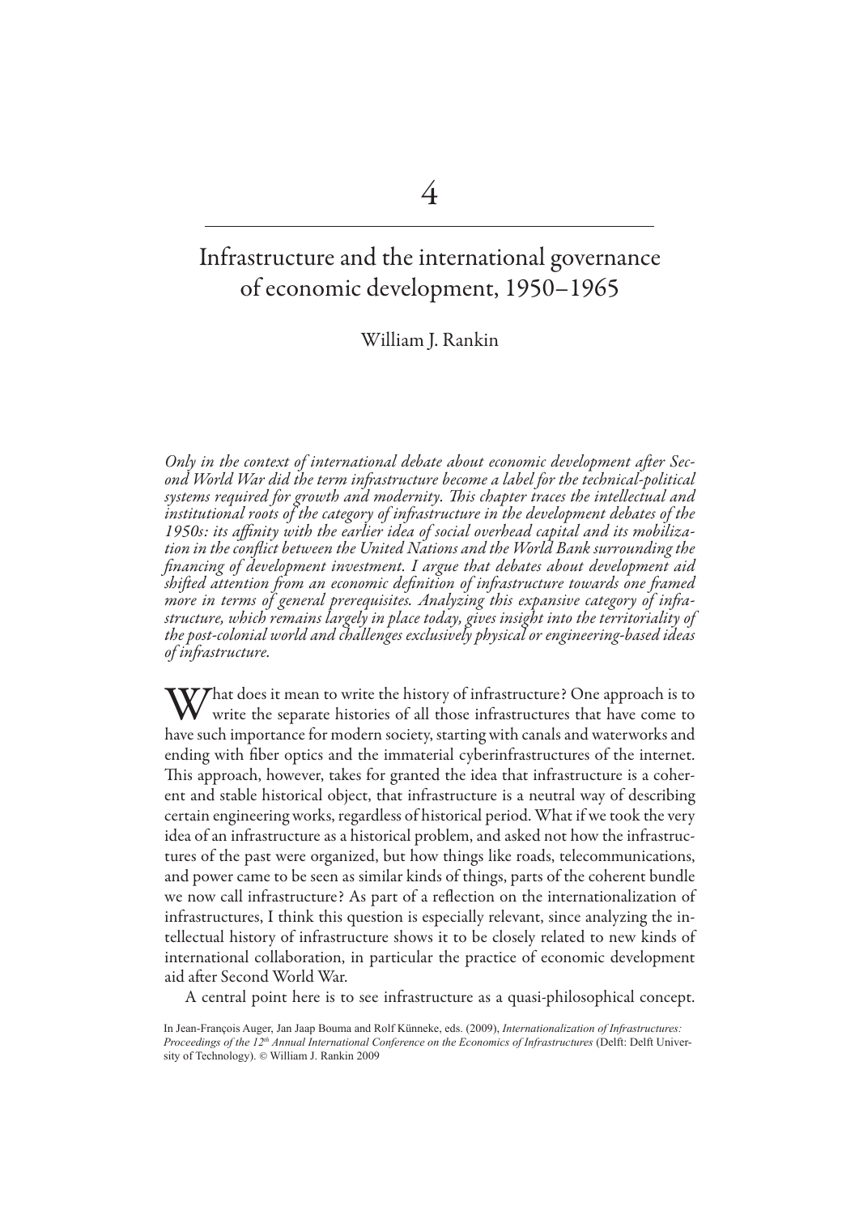# 4

## Infrastructure and the international governance of economic development, 1950–1965

William J. Rankin

*Only in the context of international debate about economic development after Second World War did the term infrastructure become a label for the technical-political systems required for growth and modernity. This chapter traces the intellectual and institutional roots of the category of infrastructure in the development debates of the 1950s: its affinity with the earlier idea of social overhead capital and its mobilization in the conflict between the United Nations and the World Bank surrounding the financing of development investment. I argue that debates about development aid shifted attention from an economic definition of infrastructure towards one framed more in terms of general prerequisites. Analyzing this expansive category of infrastructure, which remains largely in place today, gives insight into the territoriality of the post-colonial world and challenges exclusively physical or engineering-based ideas of infrastructure.*

What does it mean to write the history of infrastructure? One approach is to write the separate histories of all those infrastructures that have come to have such importance for modern society, starting with canals and waterworks and ending with fiber optics and the immaterial cyberinfrastructures of the internet. This approach, however, takes for granted the idea that infrastructure is a coherent and stable historical object, that infrastructure is a neutral way of describing certain engineering works, regardless of historical period. What if we took the very idea of an infrastructure as a historical problem, and asked not how the infrastructures of the past were organized, but how things like roads, telecommunications, and power came to be seen as similar kinds of things, parts of the coherent bundle we now call infrastructure? As part of a reflection on the internationalization of infrastructures, I think this question is especially relevant, since analyzing the intellectual history of infrastructure shows it to be closely related to new kinds of international collaboration, in particular the practice of economic development aid after Second World War.

A central point here is to see infrastructure as a quasi-philosophical concept.

In Jean-François Auger, Jan Jaap Bouma and Rolf Künneke, eds. (2009), *Internationalization of Infrastructures: Proceedings of the 12th Annual International Conference on the Economics of Infrastructures* (Delft: Delft University of Technology). © William J. Rankin 2009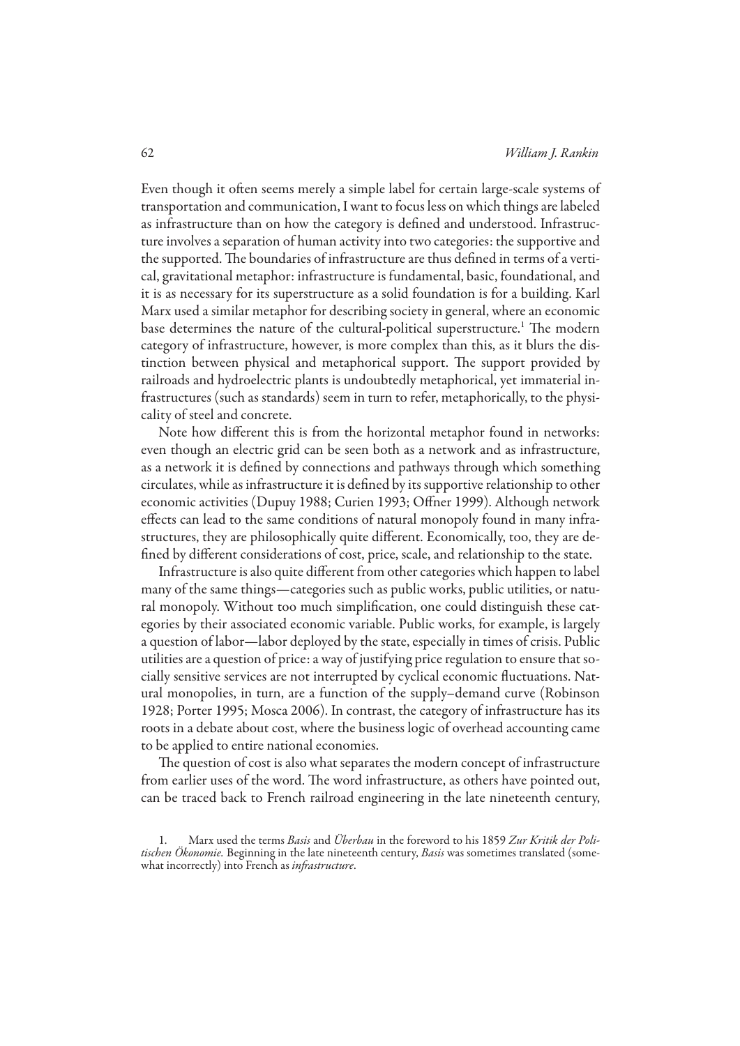Even though it often seems merely a simple label for certain large-scale systems of transportation and communication, I want to focus less on which things are labeled as infrastructure than on how the category is defined and understood. Infrastructure involves a separation of human activity into two categories: the supportive and the supported. The boundaries of infrastructure are thus defined in terms of a vertical, gravitational metaphor: infrastructure is fundamental, basic, foundational, and it is as necessary for its superstructure as a solid foundation is for a building. Karl Marx used a similar metaphor for describing society in general, where an economic base determines the nature of the cultural-political superstructure.[1] The modern category of infrastructure, however, is more complex than this, as it blurs the distinction between physical and metaphorical support. The support provided by railroads and hydroelectric plants is undoubtedly metaphorical, yet immaterial infrastructures (such as standards) seem in turn to refer, metaphorically, to the physicality of steel and concrete.

Note how different this is from the horizontal metaphor found in networks: even though an electric grid can be seen both as a network and as infrastructure, as a network it is defined by connections and pathways through which something circulates, while as infrastructure it is defined by its supportive relationship to other economic activities (Dupuy 1988; Curien 1993; Offner 1999). Although network effects can lead to the same conditions of natural monopoly found in many infrastructures, they are philosophically quite different. Economically, too, they are defined by different considerations of cost, price, scale, and relationship to the state.

Infrastructure is also quite different from other categories which happen to label many of the same things—categories such as public works, public utilities, or natural monopoly. Without too much simplification, one could distinguish these categories by their associated economic variable. Public works, for example, is largely a question of labor—labor deployed by the state, especially in times of crisis. Public utilities are a question of price: a way of justifying price regulation to ensure that socially sensitive services are not interrupted by cyclical economic fluctuations. Natural monopolies, in turn, are a function of the supply–demand curve (Robinson 1928; Porter 1995; Mosca 2006). In contrast, the category of infrastructure has its roots in a debate about cost, where the business logic of overhead accounting came to be applied to entire national economies.

The question of cost is also what separates the modern concept of infrastructure from earlier uses of the word. The word infrastructure, as others have pointed out, can be traced back to French railroad engineering in the late nineteenth century,

1. Marx used the terms *Basis* and *Überbau* in the foreword to his 1859 *Zur Kritik der Politischen Ökonomie.* Beginning in the late nineteenth century, *Basis* was sometimes translated (somewhat incorrectly) into French as *infrastructure*.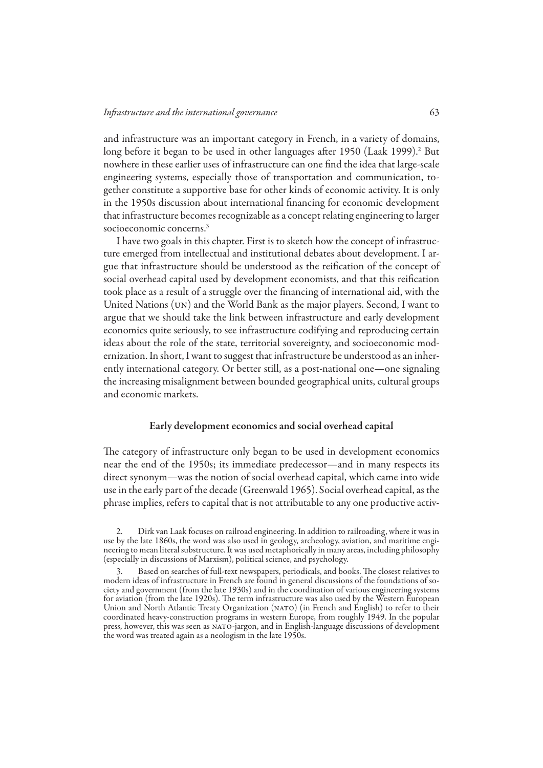and infrastructure was an important category in French, in a variety of domains, long before it began to be used in other languages after 1950 (Laak 1999).[2] But nowhere in these earlier uses of infrastructure can one find the idea that large-scale engineering systems, especially those of transportation and communication, together constitute a supportive base for other kinds of economic activity. It is only in the 1950s discussion about international financing for economic development that infrastructure becomes recognizable as a concept relating engineering to larger socioeconomic concerns.[3]

I have two goals in this chapter. First is to sketch how the concept of infrastructure emerged from intellectual and institutional debates about development. I argue that infrastructure should be understood as the reification of the concept of social overhead capital used by development economists, and that this reification took place as a result of a struggle over the financing of international aid, with the United Nations (UN) and the World Bank as the major players. Second, I want to argue that we should take the link between infrastructure and early development economics quite seriously, to see infrastructure codifying and reproducing certain ideas about the role of the state, territorial sovereignty, and socioeconomic modernization. In short, I want to suggest that infrastructure be understood as an inherently international category. Or better still, as a post-national one—one signaling the increasing misalignment between bounded geographical units, cultural groups and economic markets.

## Early development economics and social overhead capital

The category of infrastructure only began to be used in development economics near the end of the 1950s; its immediate predecessor—and in many respects its direct synonym—was the notion of social overhead capital, which came into wide use in the early part of the decade (Greenwald 1965). Social overhead capital, as the phrase implies, refers to capital that is not attributable to any one productive activ-

2. Dirk van Laak focuses on railroad engineering. In addition to railroading, where it was in use by the late 1860s, the word was also used in geology, archeology, aviation, and maritime engineering to mean literal substructure. It was used metaphorically in many areas, including philosophy (especially in discussions of Marxism), political science, and psychology.

3. Based on searches of full-text newspapers, periodicals, and books. The closest relatives to modern ideas of infrastructure in French are found in general discussions of the foundations of society and government (from the late 1930s) and in the coordination of various engineering systems for aviation (from the late 1920s). The term infrastructure was also used by the Western European Union and North Atlantic Treaty Organization (NATO) (in French and English) to refer to their coordinated heavy-construction programs in western Europe, from roughly 1949. In the popular press, however, this was seen as NATO-jargon, and in English-language discussions of development the word was treated again as a neologism in the late 1950s.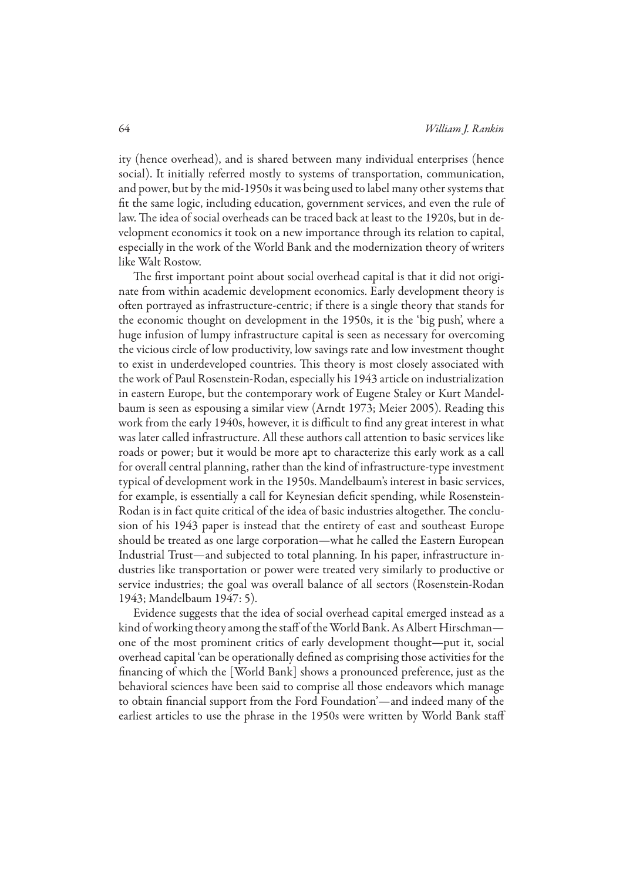ity (hence overhead), and is shared between many individual enterprises (hence social). It initially referred mostly to systems of transportation, communication, and power, but by the mid-1950s it was being used to label many other systems that fit the same logic, including education, government services, and even the rule of law. The idea of social overheads can be traced back at least to the 1920s, but in development economics it took on a new importance through its relation to capital, especially in the work of the World Bank and the modernization theory of writers like Walt Rostow.

The first important point about social overhead capital is that it did not originate from within academic development economics. Early development theory is often portrayed as infrastructure-centric; if there is a single theory that stands for the economic thought on development in the 1950s, it is the 'big push', where a huge infusion of lumpy infrastructure capital is seen as necessary for overcoming the vicious circle of low productivity, low savings rate and low investment thought to exist in underdeveloped countries. This theory is most closely associated with the work of Paul Rosenstein-Rodan, especially his 1943 article on industrialization in eastern Europe, but the contemporary work of Eugene Staley or Kurt Mandelbaum is seen as espousing a similar view (Arndt 1973; Meier 2005). Reading this work from the early 1940s, however, it is difficult to find any great interest in what was later called infrastructure. All these authors call attention to basic services like roads or power; but it would be more apt to characterize this early work as a call for overall central planning, rather than the kind of infrastructure-type investment typical of development work in the 1950s. Mandelbaum's interest in basic services, for example, is essentially a call for Keynesian deficit spending, while Rosenstein-Rodan is in fact quite critical of the idea of basic industries altogether. The conclusion of his 1943 paper is instead that the entirety of east and southeast Europe should be treated as one large corporation—what he called the Eastern European Industrial Trust—and subjected to total planning. In his paper, infrastructure industries like transportation or power were treated very similarly to productive or service industries; the goal was overall balance of all sectors (Rosenstein-Rodan 1943; Mandelbaum 1947: 5).

Evidence suggests that the idea of social overhead capital emerged instead as a kind of working theory among the staff of the World Bank. As Albert Hirschman—one of the most prominent critics of early development thought—put it, social overhead capital 'can be operationally defined as comprising those activities for the financing of which the [World Bank] shows a pronounced preference, just as the behavioral sciences have been said to comprise all those endeavors which manage to obtain financial support from the Ford Foundation'—and indeed many of the earliest articles to use the phrase in the 1950s were written by World Bank staff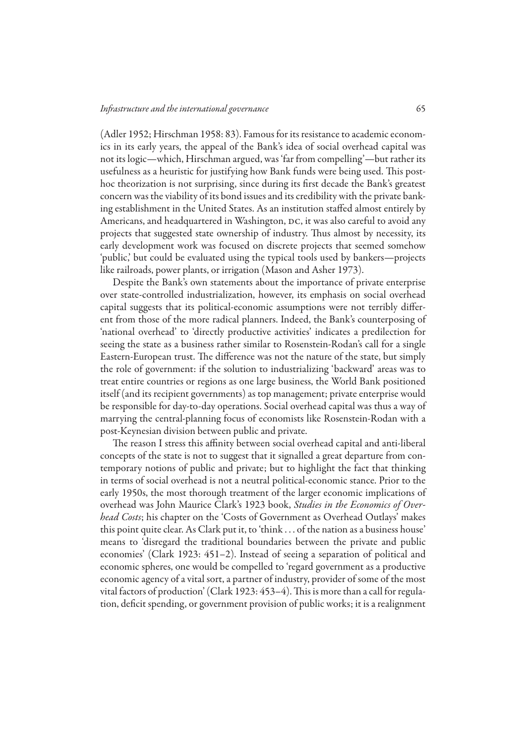(Adler 1952; Hirschman 1958: 83). Famous for its resistance to academic economics in its early years, the appeal of the Bank's idea of social overhead capital was not its logic—which, Hirschman argued, was 'far from compelling'—but rather its usefulness as a heuristic for justifying how Bank funds were being used. This post-hoc theorization is not surprising, since during its first decade the Bank's greatest concern was the viability of its bond issues and its credibility with the private banking establishment in the United States. As an institution staffed almost entirely by Americans, and headquartered in Washington, DC, it was also careful to avoid any projects that suggested state ownership of industry. Thus almost by necessity, its early development work was focused on discrete projects that seemed somehow 'public,' but could be evaluated using the typical tools used by bankers—projects like railroads, power plants, or irrigation (Mason and Asher 1973).

Despite the Bank's own statements about the importance of private enterprise over state-controlled industrialization, however, its emphasis on social overhead capital suggests that its political-economic assumptions were not terribly different from those of the more radical planners. Indeed, the Bank's counterposing of 'national overhead' to 'directly productive activities' indicates a predilection for seeing the state as a business rather similar to Rosenstein-Rodan's call for a single Eastern-European trust. The difference was not the nature of the state, but simply the role of government: if the solution to industrializing 'backward' areas was to treat entire countries or regions as one large business, the World Bank positioned itself (and its recipient governments) as top management; private enterprise would be responsible for day-to-day operations. Social overhead capital was thus a way of marrying the central-planning focus of economists like Rosenstein-Rodan with a post-Keynesian division between public and private.

The reason I stress this affinity between social overhead capital and anti-liberal concepts of the state is not to suggest that it signalled a great departure from contemporary notions of public and private; but to highlight the fact that thinking in terms of social overhead is not a neutral political-economic stance. Prior to the early 1950s, the most thorough treatment of the larger economic implications of overhead was John Maurice Clark's 1923 book, *Studies in the Economics of Overhead Costs*; his chapter on the 'Costs of Government as Overhead Outlays' makes this point quite clear. As Clark put it, to 'think . . . of the nation as a business house' means to 'disregard the traditional boundaries between the private and public economies' (Clark 1923: 451–2). Instead of seeing a separation of political and economic spheres, one would be compelled to 'regard government as a productive economic agency of a vital sort, a partner of industry, provider of some of the most vital factors of production' (Clark 1923: 453–4). This is more than a call for regulation, deficit spending, or government provision of public works; it is a realignment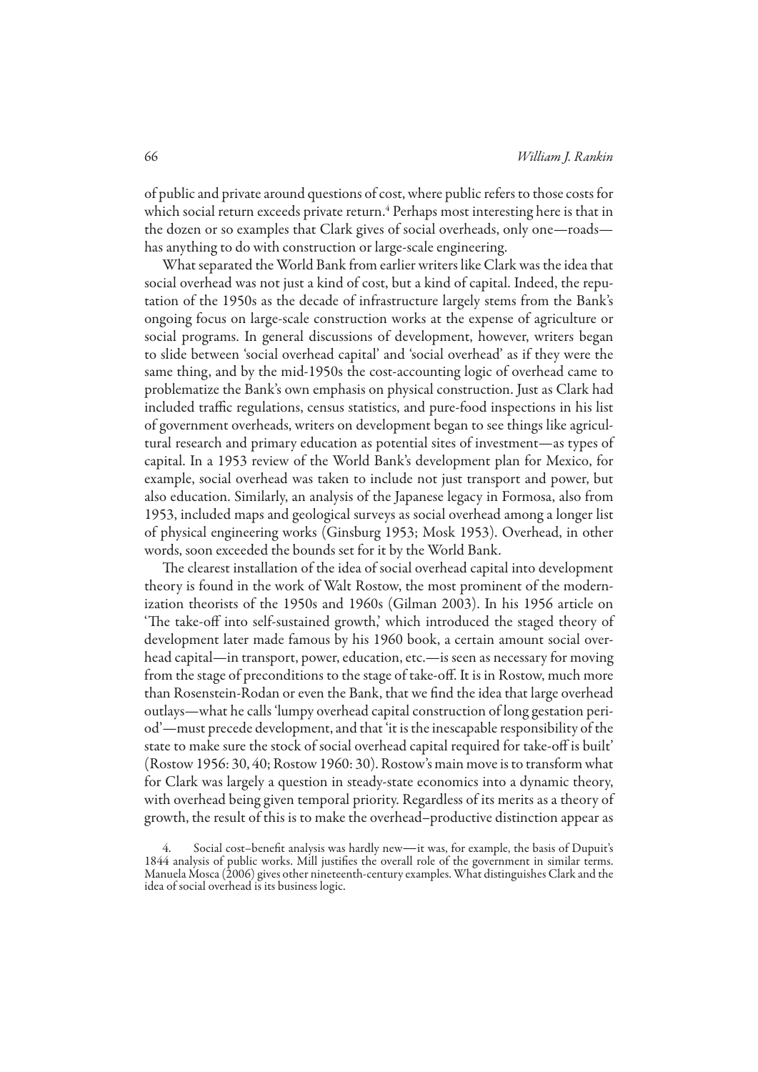of public and private around questions of cost, where public refers to those costs for which social return exceeds private return.[4] Perhaps most interesting here is that in the dozen or so examples that Clark gives of social overheads, only one—roads—has anything to do with construction or large-scale engineering.

What separated the World Bank from earlier writers like Clark was the idea that social overhead was not just a kind of cost, but a kind of capital. Indeed, the reputation of the 1950s as the decade of infrastructure largely stems from the Bank's ongoing focus on large-scale construction works at the expense of agriculture or social programs. In general discussions of development, however, writers began to slide between 'social overhead capital' and 'social overhead' as if they were the same thing, and by the mid-1950s the cost-accounting logic of overhead came to problematize the Bank's own emphasis on physical construction. Just as Clark had included traffic regulations, census statistics, and pure-food inspections in his list of government overheads, writers on development began to see things like agricultural research and primary education as potential sites of investment—as types of capital. In a 1953 review of the World Bank's development plan for Mexico, for example, social overhead was taken to include not just transport and power, but also education. Similarly, an analysis of the Japanese legacy in Formosa, also from 1953, included maps and geological surveys as social overhead among a longer list of physical engineering works (Ginsburg 1953; Mosk 1953). Overhead, in other words, soon exceeded the bounds set for it by the World Bank.

The clearest installation of the idea of social overhead capital into development theory is found in the work of Walt Rostow, the most prominent of the modernization theorists of the 1950s and 1960s (Gilman 2003). In his 1956 article on 'The take-off into self-sustained growth,' which introduced the staged theory of development later made famous by his 1960 book, a certain amount social overhead capital—in transport, power, education, etc.—is seen as necessary for moving from the stage of preconditions to the stage of take-off. It is in Rostow, much more than Rosenstein-Rodan or even the Bank, that we find the idea that large overhead outlays—what he calls 'lumpy overhead capital construction of long gestation period'—must precede development, and that 'it is the inescapable responsibility of the state to make sure the stock of social overhead capital required for take-off is built' (Rostow 1956: 30, 40; Rostow 1960: 30). Rostow's main move is to transform what for Clark was largely a question in steady-state economics into a dynamic theory, with overhead being given temporal priority. Regardless of its merits as a theory of growth, the result of this is to make the overhead–productive distinction appear as

4. Social cost–benefit analysis was hardly new—it was, for example, the basis of Dupuit's 1844 analysis of public works. Mill justifies the overall role of the government in similar terms. Manuela Mosca (2006) gives other nineteenth-century examples. What distinguishes Clark and the idea of social overhead is its business logic.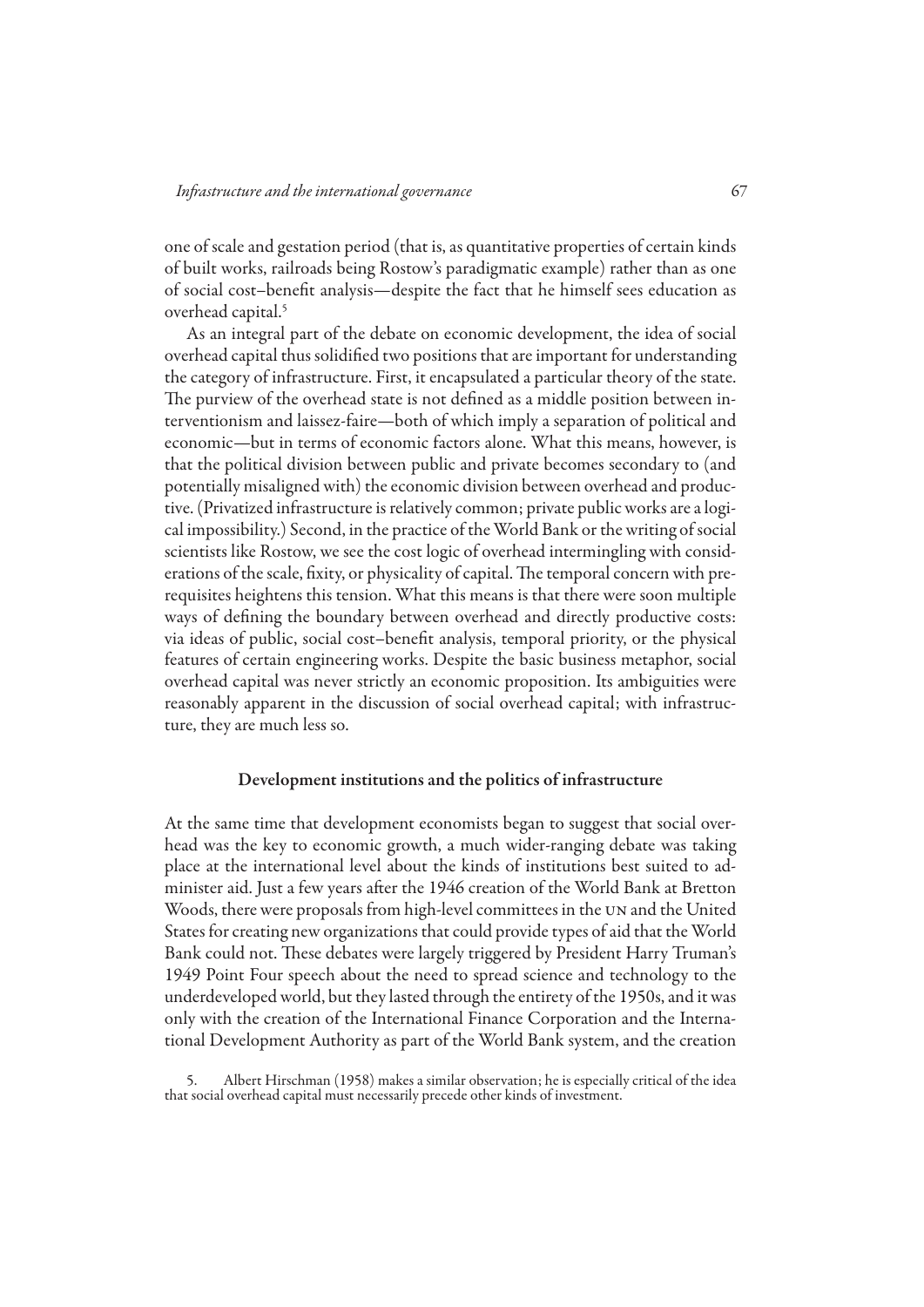one of scale and gestation period (that is, as quantitative properties of certain kinds of built works, railroads being Rostow's paradigmatic example) rather than as one of social cost–benefit analysis—despite the fact that he himself sees education as overhead capital.[5]

As an integral part of the debate on economic development, the idea of social overhead capital thus solidified two positions that are important for understanding the category of infrastructure. First, it encapsulated a particular theory of the state. The purview of the overhead state is not defined as a middle position between interventionism and laissez-faire—both of which imply a separation of political and economic—but in terms of economic factors alone. What this means, however, is that the political division between public and private becomes secondary to (and potentially misaligned with) the economic division between overhead and productive. (Privatized infrastructure is relatively common; private public works are a logical impossibility.) Second, in the practice of the World Bank or the writing of social scientists like Rostow, we see the cost logic of overhead intermingling with considerations of the scale, fixity, or physicality of capital. The temporal concern with prerequisites heightens this tension. What this means is that there were soon multiple ways of defining the boundary between overhead and directly productive costs: via ideas of public, social cost–benefit analysis, temporal priority, or the physical features of certain engineering works. Despite the basic business metaphor, social overhead capital was never strictly an economic proposition. Its ambiguities were reasonably apparent in the discussion of social overhead capital; with infrastructure, they are much less so.

## Development institutions and the politics of infrastructure

At the same time that development economists began to suggest that social overhead was the key to economic growth, a much wider-ranging debate was taking place at the international level about the kinds of institutions best suited to administer aid. Just a few years after the 1946 creation of the World Bank at Bretton Woods, there were proposals from high-level committees in the UN and the United States for creating new organizations that could provide types of aid that the World Bank could not. These debates were largely triggered by President Harry Truman's 1949 Point Four speech about the need to spread science and technology to the underdeveloped world, but they lasted through the entirety of the 1950s, and it was only with the creation of the International Finance Corporation and the International Development Authority as part of the World Bank system, and the creation

5. Albert Hirschman (1958) makes a similar observation; he is especially critical of the idea that social overhead capital must necessarily precede other kinds of investment.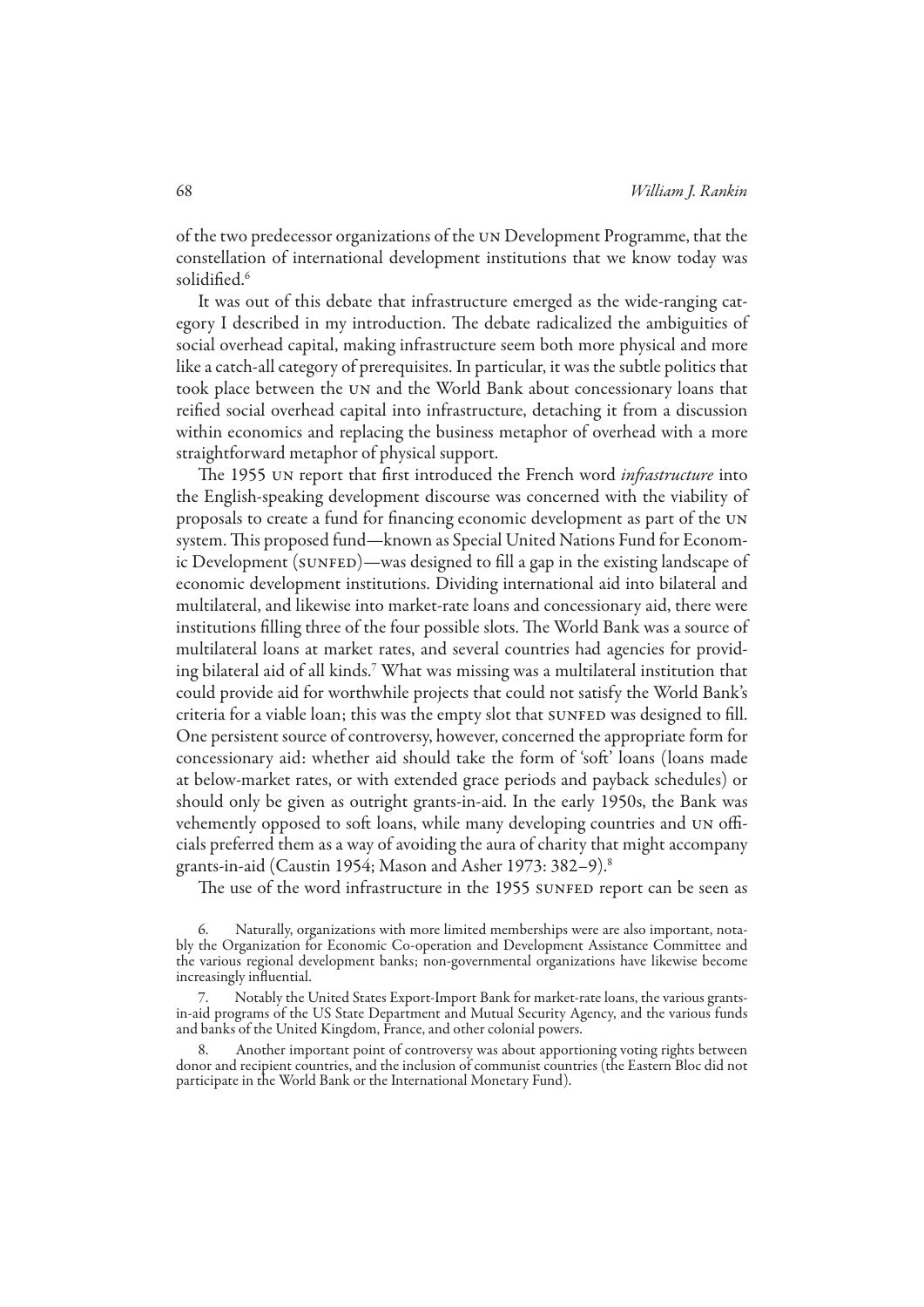of the two predecessor organizations of the UN Development Programme, that the constellation of international development institutions that we know today was solidified.[6]

It was out of this debate that infrastructure emerged as the wide-ranging category I described in my introduction. The debate radicalized the ambiguities of social overhead capital, making infrastructure seem both more physical and more like a catch-all category of prerequisites. In particular, it was the subtle politics that took place between the UN and the World Bank about concessionary loans that reified social overhead capital into infrastructure, detaching it from a discussion within economics and replacing the business metaphor of overhead with a more straightforward metaphor of physical support.

The 1955 UN report that first introduced the French word *infrastructure* into the English-speaking development discourse was concerned with the viability of proposals to create a fund for financing economic development as part of the UN system. This proposed fund—known as Special United Nations Fund for Economic Development (SUNFED)—was designed to fill a gap in the existing landscape of economic development institutions. Dividing international aid into bilateral and multilateral, and likewise into market-rate loans and concessionary aid, there were institutions filling three of the four possible slots. The World Bank was a source of multilateral loans at market rates, and several countries had agencies for providing bilateral aid of all kinds.[7] What was missing was a multilateral institution that could provide aid for worthwhile projects that could not satisfy the World Bank's criteria for a viable loan; this was the empty slot that SUNFED was designed to fill. One persistent source of controversy, however, concerned the appropriate form for concessionary aid: whether aid should take the form of 'soft' loans (loans made at below-market rates, or with extended grace periods and payback schedules) or should only be given as outright grants-in-aid. In the early 1950s, the Bank was vehemently opposed to soft loans, while many developing countries and UN officials preferred them as a way of avoiding the aura of charity that might accompany grants-in-aid (Caustin 1954; Mason and Asher 1973: 382–9).[8]

The use of the word infrastructure in the 1955 SUNFED report can be seen as

6. Naturally, organizations with more limited memberships were are also important, notably the Organization for Economic Co-operation and Development Assistance Committee and the various regional development banks; non-governmental organizations have likewise become increasingly influential.

7. Notably the United States Export-Import Bank for market-rate loans, the various grants-in-aid programs of the US State Department and Mutual Security Agency, and the various funds and banks of the United Kingdom, France, and other colonial powers.

8. Another important point of controversy was about apportioning voting rights between donor and recipient countries, and the inclusion of communist countries (the Eastern Bloc did not participate in the World Bank or the International Monetary Fund).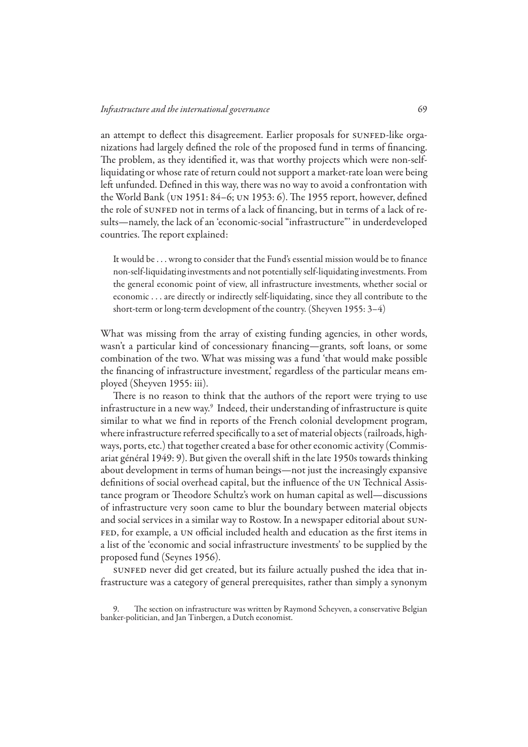an attempt to deflect this disagreement. Earlier proposals for SUNFED-like organizations had largely defined the role of the proposed fund in terms of financing. The problem, as they identified it, was that worthy projects which were non-self-liquidating or whose rate of return could not support a market-rate loan were being left unfunded. Defined in this way, there was no way to avoid a confrontation with the World Bank (UN 1951: 84–6; UN 1953: 6). The 1955 report, however, defined the role of SUNFED not in terms of a lack of financing, but in terms of a lack of results—namely, the lack of an 'economic-social "infrastructure"' in underdeveloped countries. The report explained:

> It would be . . . wrong to consider that the Fund's essential mission would be to finance non-self-liquidating investments and not potentially self-liquidating investments. From the general economic point of view, all infrastructure investments, whether social or economic . . . are directly or indirectly self-liquidating, since they all contribute to the short-term or long-term development of the country. (Sheyven 1955: 3–4)

What was missing from the array of existing funding agencies, in other words, wasn't a particular kind of concessionary financing—grants, soft loans, or some combination of the two. What was missing was a fund 'that would make possible the financing of infrastructure investment,' regardless of the particular means employed (Sheyven 1955: iii).

There is no reason to think that the authors of the report were trying to use infrastructure in a new way.[9] Indeed, their understanding of infrastructure is quite similar to what we find in reports of the French colonial development program, where infrastructure referred specifically to a set of material objects (railroads, highways, ports, etc.) that together created a base for other economic activity (Commissariat général 1949: 9). But given the overall shift in the late 1950s towards thinking about development in terms of human beings—not just the increasingly expansive definitions of social overhead capital, but the influence of the UN Technical Assistance program or Theodore Schultz's work on human capital as well—discussions of infrastructure very soon came to blur the boundary between material objects and social services in a similar way to Rostow. In a newspaper editorial about SUNFED, for example, a UN official included health and education as the first items in a list of the 'economic and social infrastructure investments' to be supplied by the proposed fund (Seynes 1956).

SUNFED never did get created, but its failure actually pushed the idea that infrastructure was a category of general prerequisites, rather than simply a synonym

9. The section on infrastructure was written by Raymond Scheyven, a conservative Belgian banker-politician, and Jan Tinbergen, a Dutch economist.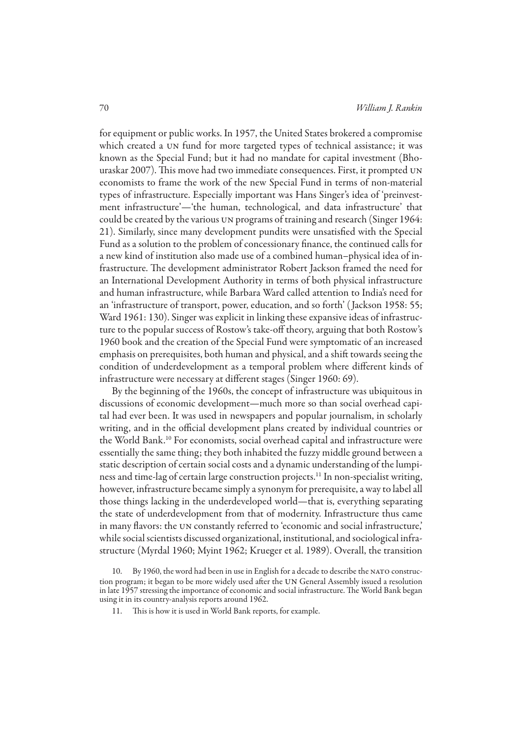for equipment or public works. In 1957, the United States brokered a compromise which created a UN fund for more targeted types of technical assistance; it was known as the Special Fund; but it had no mandate for capital investment (Bhouraskar 2007). This move had two immediate consequences. First, it prompted UN economists to frame the work of the new Special Fund in terms of non-material types of infrastructure. Especially important was Hans Singer's idea of 'preinvestment infrastructure'—'the human, technological, and data infrastructure' that could be created by the various UN programs of training and research (Singer 1964: 21). Similarly, since many development pundits were unsatisfied with the Special Fund as a solution to the problem of concessionary finance, the continued calls for a new kind of institution also made use of a combined human–physical idea of infrastructure. The development administrator Robert Jackson framed the need for an International Development Authority in terms of both physical infrastructure and human infrastructure, while Barbara Ward called attention to India's need for an 'infrastructure of transport, power, education, and so forth' (Jackson 1958: 55; Ward 1961: 130). Singer was explicit in linking these expansive ideas of infrastructure to the popular success of Rostow's take-off theory, arguing that both Rostow's 1960 book and the creation of the Special Fund were symptomatic of an increased emphasis on prerequisites, both human and physical, and a shift towards seeing the condition of underdevelopment as a temporal problem where different kinds of infrastructure were necessary at different stages (Singer 1960: 69).

By the beginning of the 1960s, the concept of infrastructure was ubiquitous in discussions of economic development—much more so than social overhead capital had ever been. It was used in newspapers and popular journalism, in scholarly writing, and in the official development plans created by individual countries or the World Bank.[10] For economists, social overhead capital and infrastructure were essentially the same thing; they both inhabited the fuzzy middle ground between a static description of certain social costs and a dynamic understanding of the lumpiness and time-lag of certain large construction projects.[11] In non-specialist writing, however, infrastructure became simply a synonym for prerequisite, a way to label all those things lacking in the underdeveloped world—that is, everything separating the state of underdevelopment from that of modernity. Infrastructure thus came in many flavors: the UN constantly referred to 'economic and social infrastructure,' while social scientists discussed organizational, institutional, and sociological infrastructure (Myrdal 1960; Myint 1962; Krueger et al. 1989). Overall, the transition

10. By 1960, the word had been in use in English for a decade to describe the NATO construction program; it began to be more widely used after the UN General Assembly issued a resolution in late 1957 stressing the importance of economic and social infrastructure. The World Bank began using it in its country-analysis reports around 1962.

11. This is how it is used in World Bank reports, for example.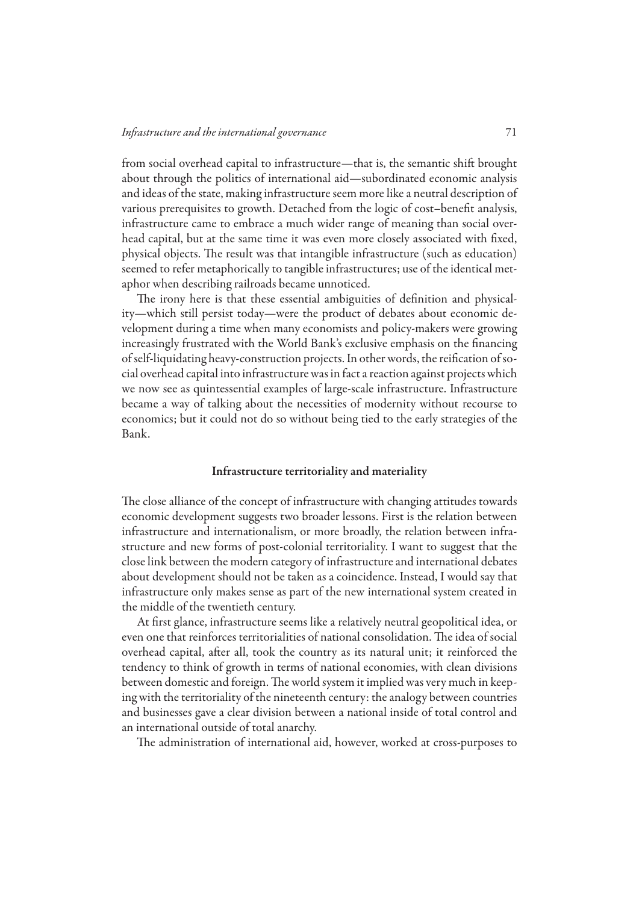from social overhead capital to infrastructure—that is, the semantic shift brought about through the politics of international aid—subordinated economic analysis and ideas of the state, making infrastructure seem more like a neutral description of various prerequisites to growth. Detached from the logic of cost–benefit analysis, infrastructure came to embrace a much wider range of meaning than social overhead capital, but at the same time it was even more closely associated with fixed, physical objects. The result was that intangible infrastructure (such as education) seemed to refer metaphorically to tangible infrastructures; use of the identical metaphor when describing railroads became unnoticed.

The irony here is that these essential ambiguities of definition and physicality—which still persist today—were the product of debates about economic development during a time when many economists and policy-makers were growing increasingly frustrated with the World Bank's exclusive emphasis on the financing of self-liquidating heavy-construction projects. In other words, the reification of social overhead capital into infrastructure was in fact a reaction against projects which we now see as quintessential examples of large-scale infrastructure. Infrastructure became a way of talking about the necessities of modernity without recourse to economics; but it could not do so without being tied to the early strategies of the Bank.

## Infrastructure territoriality and materiality

The close alliance of the concept of infrastructure with changing attitudes towards economic development suggests two broader lessons. First is the relation between infrastructure and internationalism, or more broadly, the relation between infrastructure and new forms of post-colonial territoriality. I want to suggest that the close link between the modern category of infrastructure and international debates about development should not be taken as a coincidence. Instead, I would say that infrastructure only makes sense as part of the new international system created in the middle of the twentieth century.

At first glance, infrastructure seems like a relatively neutral geopolitical idea, or even one that reinforces territorialities of national consolidation. The idea of social overhead capital, after all, took the country as its natural unit; it reinforced the tendency to think of growth in terms of national economies, with clean divisions between domestic and foreign. The world system it implied was very much in keeping with the territoriality of the nineteenth century: the analogy between countries and businesses gave a clear division between a national inside of total control and an international outside of total anarchy.

The administration of international aid, however, worked at cross-purposes to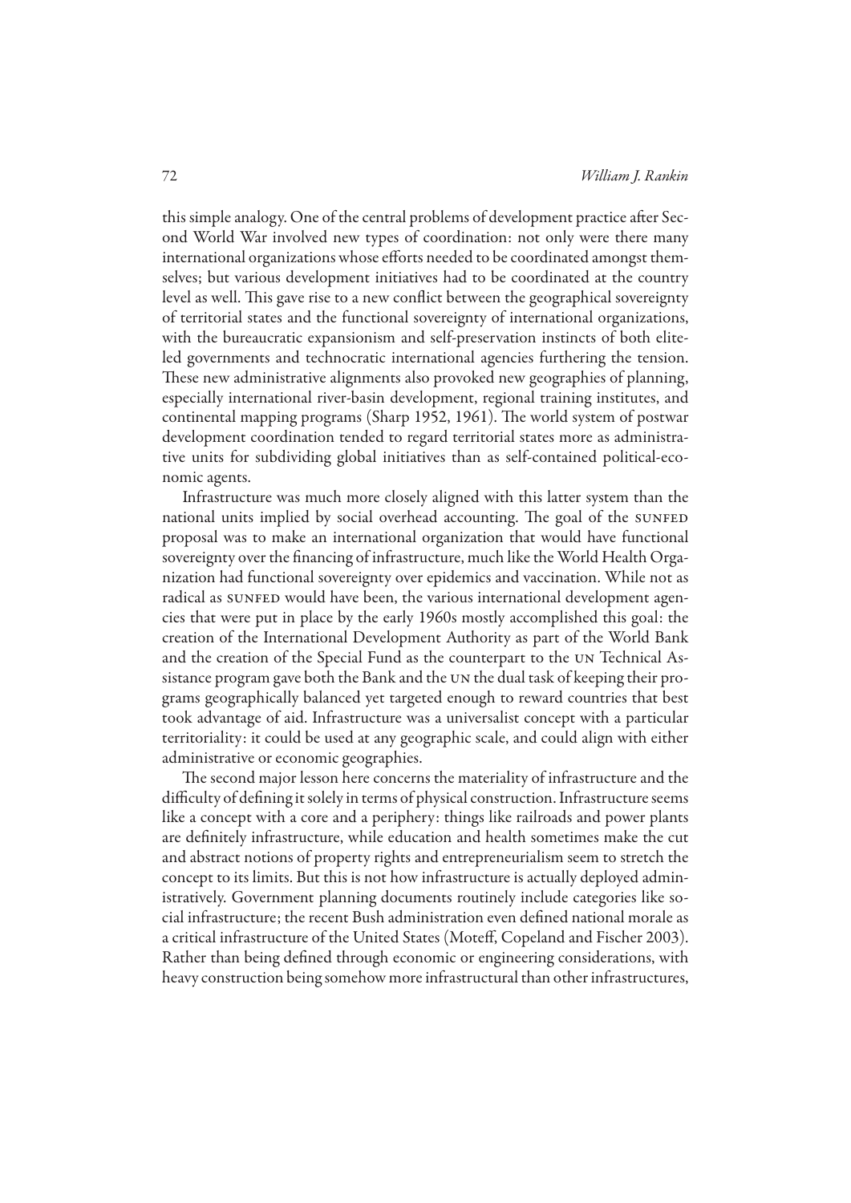this simple analogy. One of the central problems of development practice after Second World War involved new types of coordination: not only were there many international organizations whose efforts needed to be coordinated amongst themselves; but various development initiatives had to be coordinated at the country level as well. This gave rise to a new conflict between the geographical sovereignty of territorial states and the functional sovereignty of international organizations, with the bureaucratic expansionism and self-preservation instincts of both elite-led governments and technocratic international agencies furthering the tension. These new administrative alignments also provoked new geographies of planning, especially international river-basin development, regional training institutes, and continental mapping programs (Sharp 1952, 1961). The world system of postwar development coordination tended to regard territorial states more as administrative units for subdividing global initiatives than as self-contained political-economic agents.

Infrastructure was much more closely aligned with this latter system than the national units implied by social overhead accounting. The goal of the SUNFED proposal was to make an international organization that would have functional sovereignty over the financing of infrastructure, much like the World Health Organization had functional sovereignty over epidemics and vaccination. While not as radical as SUNFED would have been, the various international development agencies that were put in place by the early 1960s mostly accomplished this goal: the creation of the International Development Authority as part of the World Bank and the creation of the Special Fund as the counterpart to the UN Technical Assistance program gave both the Bank and the UN the dual task of keeping their programs geographically balanced yet targeted enough to reward countries that best took advantage of aid. Infrastructure was a universalist concept with a particular territoriality: it could be used at any geographic scale, and could align with either administrative or economic geographies.

The second major lesson here concerns the materiality of infrastructure and the difficulty of defining it solely in terms of physical construction. Infrastructure seems like a concept with a core and a periphery: things like railroads and power plants are definitely infrastructure, while education and health sometimes make the cut and abstract notions of property rights and entrepreneurialism seem to stretch the concept to its limits. But this is not how infrastructure is actually deployed administratively. Government planning documents routinely include categories like social infrastructure; the recent Bush administration even defined national morale as a critical infrastructure of the United States (Moteff, Copeland and Fischer 2003). Rather than being defined through economic or engineering considerations, with heavy construction being somehow more infrastructural than other infrastructures,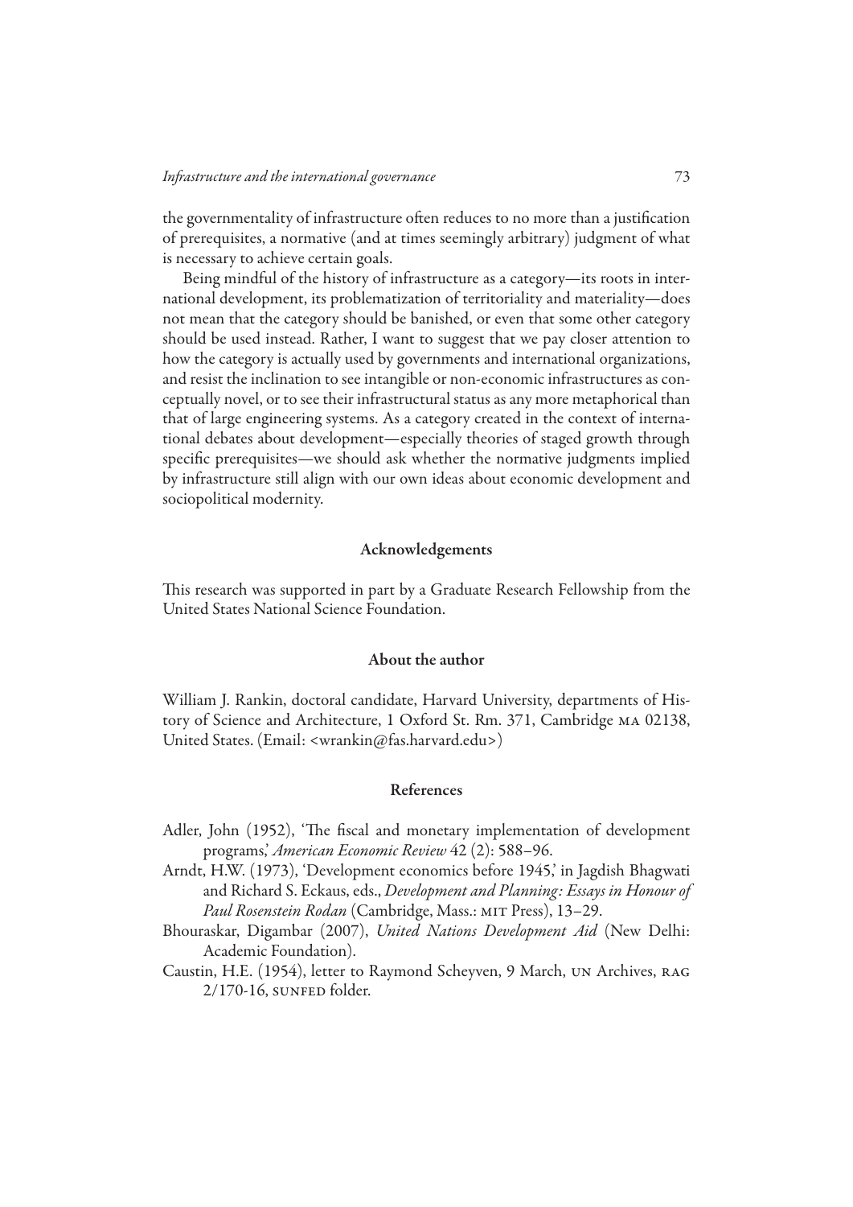the governmentality of infrastructure often reduces to no more than a justification of prerequisites, a normative (and at times seemingly arbitrary) judgment of what is necessary to achieve certain goals.

Being mindful of the history of infrastructure as a category—its roots in international development, its problematization of territoriality and materiality—does not mean that the category should be banished, or even that some other category should be used instead. Rather, I want to suggest that we pay closer attention to how the category is actually used by governments and international organizations, and resist the inclination to see intangible or non-economic infrastructures as conceptually novel, or to see their infrastructural status as any more metaphorical than that of large engineering systems. As a category created in the context of international debates about development—especially theories of staged growth through specific prerequisites—we should ask whether the normative judgments implied by infrastructure still align with our own ideas about economic development and sociopolitical modernity.

## Acknowledgements

This research was supported in part by a Graduate Research Fellowship from the United States National Science Foundation.

## About the author

William J. Rankin, doctoral candidate, Harvard University, departments of History of Science and Architecture, 1 Oxford St. Rm. 371, Cambridge MA 02138, United States. (Email: <wrankin@fas.harvard.edu>)

## References

Adler, John (1952), 'The fiscal and monetary implementation of development programs,' *American Economic Review* 42 (2): 588–96.

Arndt, H.W. (1973), 'Development economics before 1945,' in Jagdish Bhagwati and Richard S. Eckaus, eds., *Development and Planning: Essays in Honour of Paul Rosenstein Rodan* (Cambridge, Mass.: MIT Press), 13–29.

Bhouraskar, Digambar (2007), *United Nations Development Aid* (New Delhi: Academic Foundation).

Caustin, H.E. (1954), letter to Raymond Scheyven, 9 March, UN Archives, RAG 2/170-16, SUNFED folder.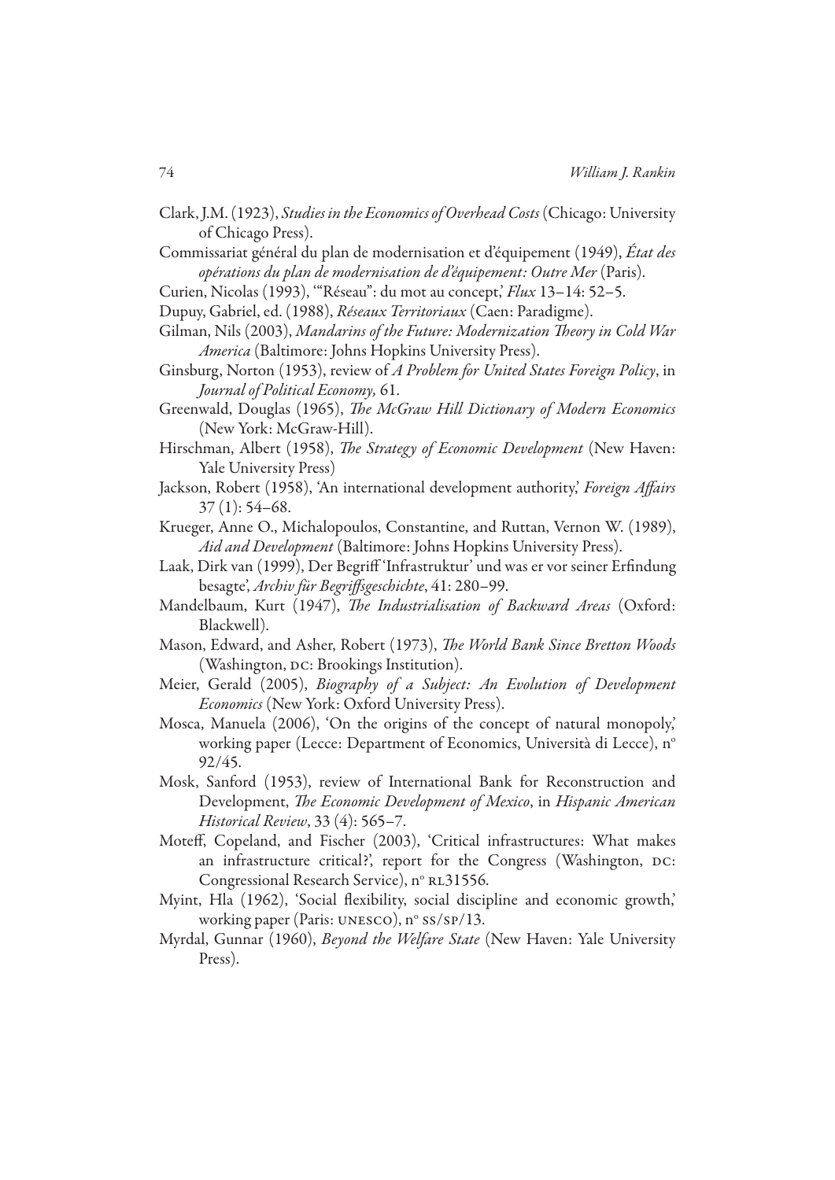Clark, J.M. (1923), *Studies in the Economics of Overhead Costs* (Chicago: University of Chicago Press).

Commissariat général du plan de modernisation et d'équipement (1949), *État des opérations du plan de modernisation de d'équipement: Outre Mer* (Paris).

Curien, Nicolas (1993), '"Réseau": du mot au concept,' *Flux* 13–14: 52–5.

Dupuy, Gabriel, ed. (1988), *Réseaux Territoriaux* (Caen: Paradigme).

Gilman, Nils (2003), *Mandarins of the Future: Modernization Theory in Cold War America* (Baltimore: Johns Hopkins University Press).

Ginsburg, Norton (1953), review of *A Problem for United States Foreign Policy*, in *Journal of Political Economy,* 61.

Greenwald, Douglas (1965), *The McGraw Hill Dictionary of Modern Economics* (New York: McGraw-Hill).

Hirschman, Albert (1958), *The Strategy of Economic Development* (New Haven: Yale University Press)

Jackson, Robert (1958), 'An international development authority,' *Foreign Affairs* 37 (1): 54–68.

Krueger, Anne O., Michalopoulos, Constantine, and Ruttan, Vernon W. (1989), *Aid and Development* (Baltimore: Johns Hopkins University Press).

Laak, Dirk van (1999), Der Begriff 'Infrastruktur' und was er vor seiner Erfindung besagte', *Archiv für Begriffsgeschichte*, 41: 280–99.

Mandelbaum, Kurt (1947), *The Industrialisation of Backward Areas* (Oxford: Blackwell).

Mason, Edward, and Asher, Robert (1973), *The World Bank Since Bretton Woods* (Washington, DC: Brookings Institution).

Meier, Gerald (2005), *Biography of a Subject: An Evolution of Development Economics* (New York: Oxford University Press).

Mosca, Manuela (2006), 'On the origins of the concept of natural monopoly,' working paper (Lecce: Department of Economics, Università di Lecce), nº 92/45.

Mosk, Sanford (1953), review of International Bank for Reconstruction and Development, *The Economic Development of Mexico*, in *Hispanic American Historical Review*, 33 (4): 565–7.

Moteff, Copeland, and Fischer (2003), 'Critical infrastructures: What makes an infrastructure critical?', report for the Congress (Washington, DC: Congressional Research Service), nº RL31556.

Myint, Hla (1962), 'Social flexibility, social discipline and economic growth,' working paper (Paris: UNESCO), nº SS/SP/13.

Myrdal, Gunnar (1960), *Beyond the Welfare State* (New Haven: Yale University Press).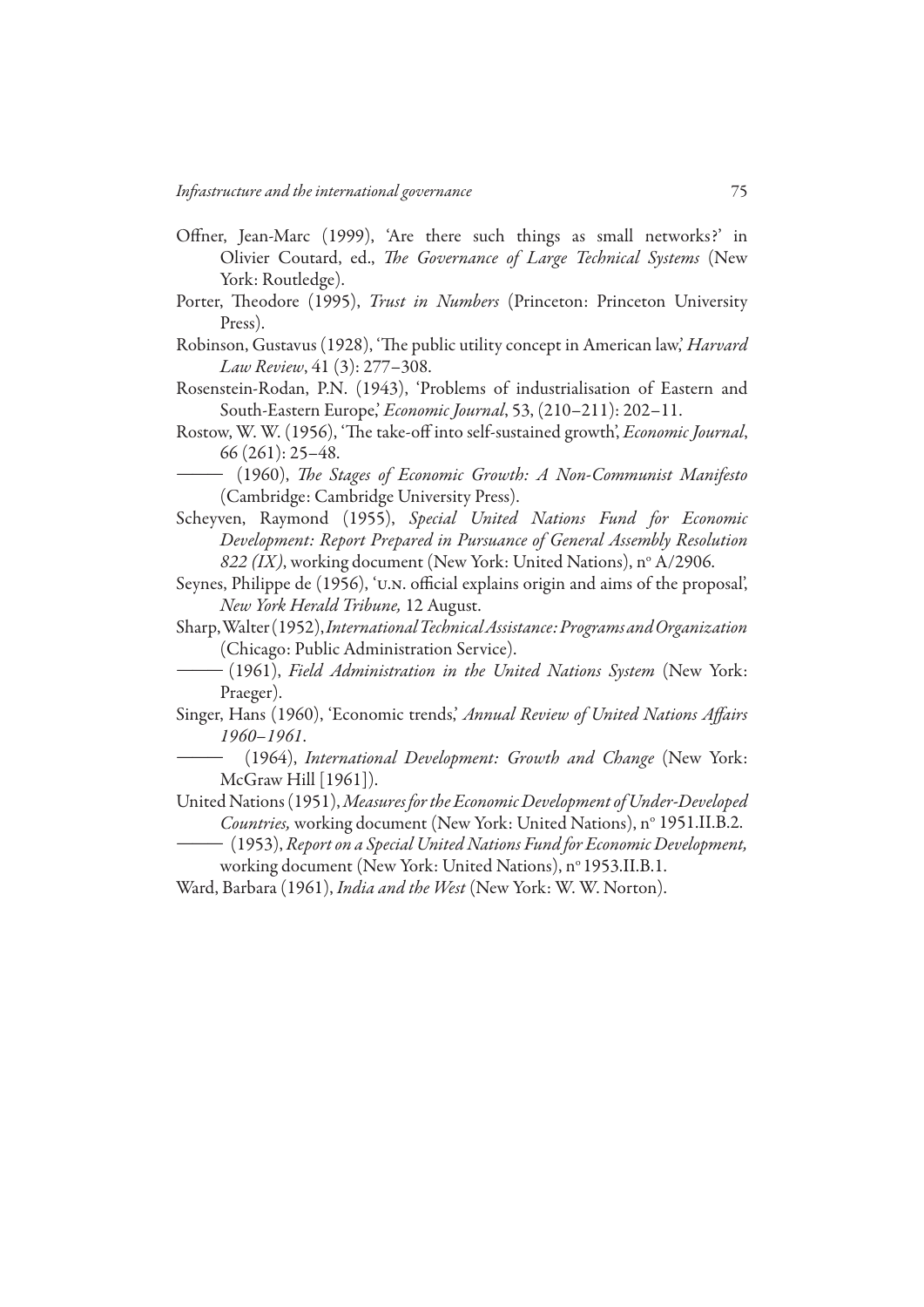Offner, Jean-Marc (1999), 'Are there such things as small networks?' in Olivier Coutard, ed., *The Governance of Large Technical Systems* (New York: Routledge).

Porter, Theodore (1995), *Trust in Numbers* (Princeton: Princeton University Press).

Robinson, Gustavus (1928), 'The public utility concept in American law,' *Harvard Law Review*, 41 (3): 277–308.

Rosenstein-Rodan, P.N. (1943), 'Problems of industrialisation of Eastern and South-Eastern Europe,' *Economic Journal*, 53, (210–211): 202–11.

Rostow, W. W. (1956), 'The take-off into self-sustained growth', *Economic Journal*, 66 (261): 25–48.

——— (1960), *The Stages of Economic Growth: A Non-Communist Manifesto* (Cambridge: Cambridge University Press).

Scheyven, Raymond (1955), *Special United Nations Fund for Economic Development: Report Prepared in Pursuance of General Assembly Resolution 822 (IX)*, working document (New York: United Nations), nº A/2906.

Seynes, Philippe de (1956), 'U.N. official explains origin and aims of the proposal', *New York Herald Tribune,* 12 August.

Sharp, Walter (1952), *International Technical Assistance: Programs and Organization* (Chicago: Public Administration Service).

——— (1961), *Field Administration in the United Nations System* (New York: Praeger).

Singer, Hans (1960), 'Economic trends,' *Annual Review of United Nations Affairs 1960–1961*.

——— (1964), *International Development: Growth and Change* (New York: McGraw Hill [1961]).

United Nations (1951), *Measures for the Economic Development of Under-Developed Countries,* working document (New York: United Nations), nº 1951.II.B.2.

——— (1953), *Report on a Special United Nations Fund for Economic Development,* working document (New York: United Nations), nº 1953.II.B.1.

Ward, Barbara (1961), *India and the West* (New York: W. W. Norton).